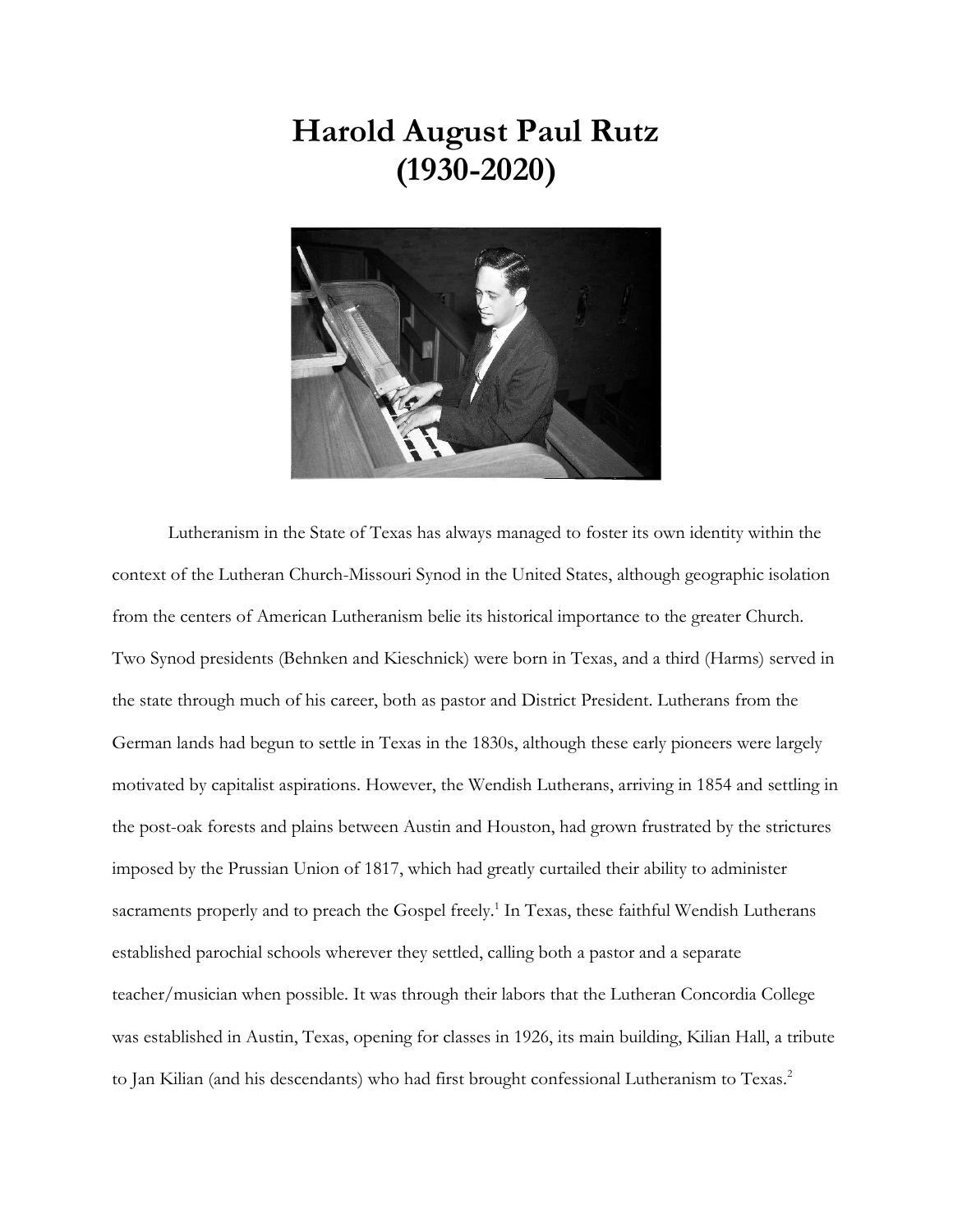# Harold August Paul Rutz
# (1930-2020)

Lutheranism in the State of Texas has always managed to foster its own identity within the context of the Lutheran Church-Missouri Synod in the United States, although geographic isolation from the centers of American Lutheranism belie its historical importance to the greater Church. Two Synod presidents (Behnken and Kieschnick) were born in Texas, and a third (Harms) served in the state through much of his career, both as pastor and District President. Lutherans from the German lands had begun to settle in Texas in the 1830s, although these early pioneers were largely motivated by capitalist aspirations. However, the Wendish Lutherans, arriving in 1854 and settling in the post-oak forests and plains between Austin and Houston, had grown frustrated by the strictures imposed by the Prussian Union of 1817, which had greatly curtailed their ability to administer sacraments properly and to preach the Gospel freely.[1] In Texas, these faithful Wendish Lutherans established parochial schools wherever they settled, calling both a pastor and a separate teacher/musician when possible. It was through their labors that the Lutheran Concordia College was established in Austin, Texas, opening for classes in 1926, its main building, Kilian Hall, a tribute to Jan Kilian (and his descendants) who had first brought confessional Lutheranism to Texas.[2]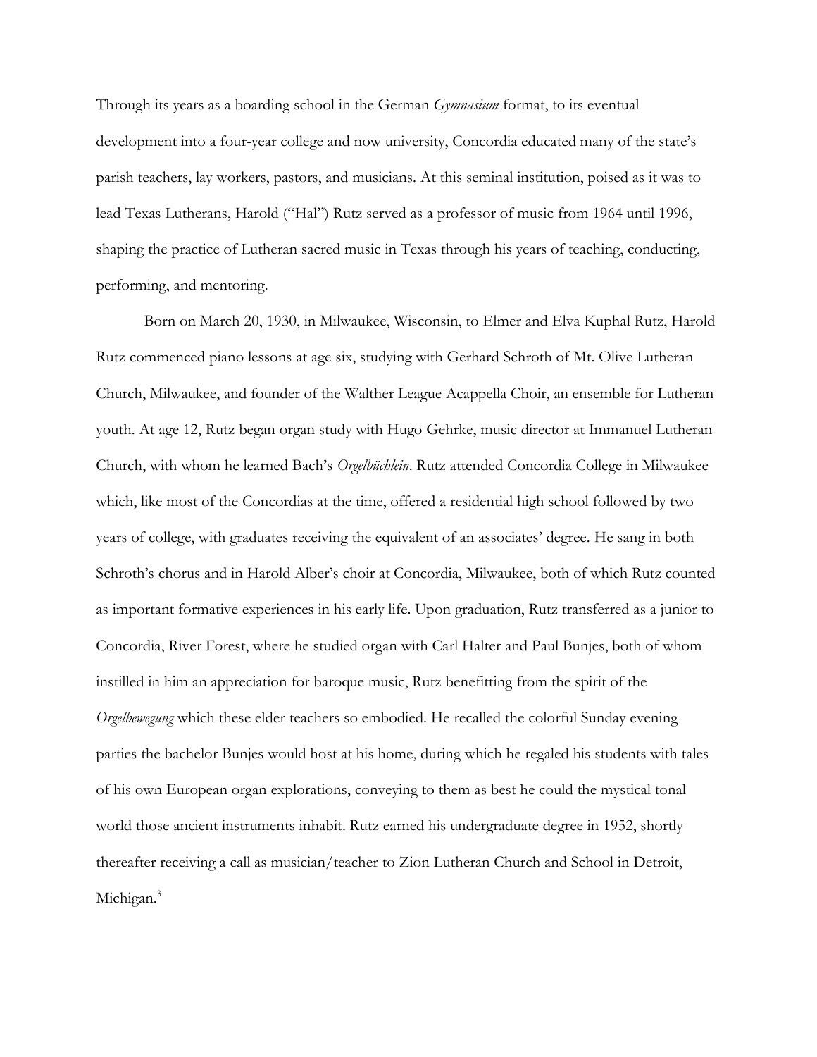Through its years as a boarding school in the German *Gymnasium* format, to its eventual development into a four-year college and now university, Concordia educated many of the state's parish teachers, lay workers, pastors, and musicians. At this seminal institution, poised as it was to lead Texas Lutherans, Harold ("Hal") Rutz served as a professor of music from 1964 until 1996, shaping the practice of Lutheran sacred music in Texas through his years of teaching, conducting, performing, and mentoring.

Born on March 20, 1930, in Milwaukee, Wisconsin, to Elmer and Elva Kuphal Rutz, Harold Rutz commenced piano lessons at age six, studying with Gerhard Schroth of Mt. Olive Lutheran Church, Milwaukee, and founder of the Walther League Acappella Choir, an ensemble for Lutheran youth. At age 12, Rutz began organ study with Hugo Gehrke, music director at Immanuel Lutheran Church, with whom he learned Bach's *Orgelbüchlein*. Rutz attended Concordia College in Milwaukee which, like most of the Concordias at the time, offered a residential high school followed by two years of college, with graduates receiving the equivalent of an associates' degree. He sang in both Schroth's chorus and in Harold Alber's choir at Concordia, Milwaukee, both of which Rutz counted as important formative experiences in his early life. Upon graduation, Rutz transferred as a junior to Concordia, River Forest, where he studied organ with Carl Halter and Paul Bunjes, both of whom instilled in him an appreciation for baroque music, Rutz benefitting from the spirit of the *Orgelbewegung* which these elder teachers so embodied. He recalled the colorful Sunday evening parties the bachelor Bunjes would host at his home, during which he regaled his students with tales of his own European organ explorations, conveying to them as best he could the mystical tonal world those ancient instruments inhabit. Rutz earned his undergraduate degree in 1952, shortly thereafter receiving a call as musician/teacher to Zion Lutheran Church and School in Detroit, Michigan.[3]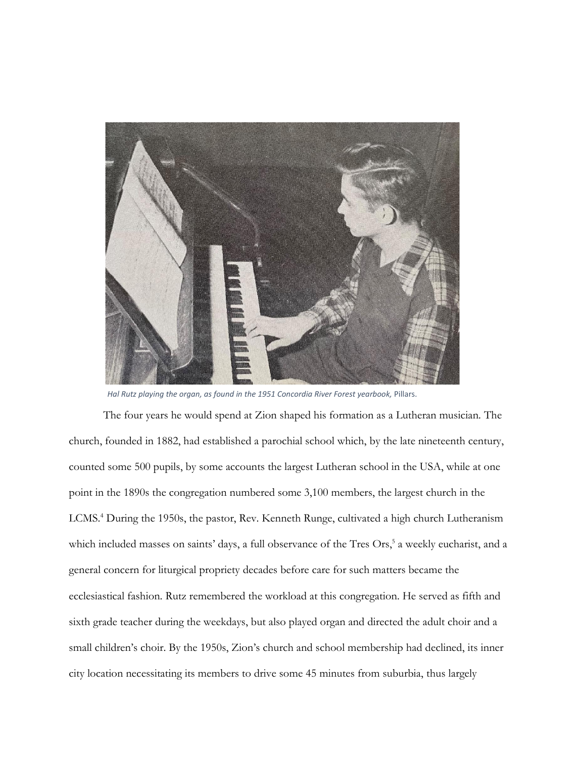*Hal Rutz playing the organ, as found in the 1951 Concordia River Forest yearbook,* Pillars.

The four years he would spend at Zion shaped his formation as a Lutheran musician. The church, founded in 1882, had established a parochial school which, by the late nineteenth century, counted some 500 pupils, by some accounts the largest Lutheran school in the USA, while at one point in the 1890s the congregation numbered some 3,100 members, the largest church in the LCMS.[4] During the 1950s, the pastor, Rev. Kenneth Runge, cultivated a high church Lutheranism which included masses on saints' days, a full observance of the Tres Ors,[5] a weekly eucharist, and a general concern for liturgical propriety decades before care for such matters became the ecclesiastical fashion. Rutz remembered the workload at this congregation. He served as fifth and sixth grade teacher during the weekdays, but also played organ and directed the adult choir and a small children's choir. By the 1950s, Zion's church and school membership had declined, its inner city location necessitating its members to drive some 45 minutes from suburbia, thus largely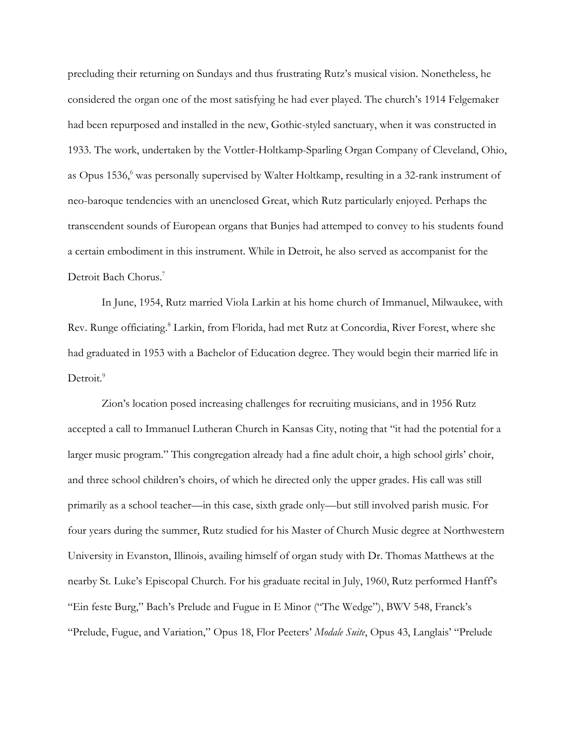precluding their returning on Sundays and thus frustrating Rutz's musical vision. Nonetheless, he considered the organ one of the most satisfying he had ever played. The church's 1914 Felgemaker had been repurposed and installed in the new, Gothic-styled sanctuary, when it was constructed in 1933. The work, undertaken by the Vottler-Holtkamp-Sparling Organ Company of Cleveland, Ohio, as Opus 1536,[6] was personally supervised by Walter Holtkamp, resulting in a 32-rank instrument of neo-baroque tendencies with an unenclosed Great, which Rutz particularly enjoyed. Perhaps the transcendent sounds of European organs that Bunjes had attemped to convey to his students found a certain embodiment in this instrument. While in Detroit, he also served as accompanist for the Detroit Bach Chorus.[7]

In June, 1954, Rutz married Viola Larkin at his home church of Immanuel, Milwaukee, with Rev. Runge officiating.[8] Larkin, from Florida, had met Rutz at Concordia, River Forest, where she had graduated in 1953 with a Bachelor of Education degree. They would begin their married life in Detroit.[9]

Zion's location posed increasing challenges for recruiting musicians, and in 1956 Rutz accepted a call to Immanuel Lutheran Church in Kansas City, noting that "it had the potential for a larger music program." This congregation already had a fine adult choir, a high school girls' choir, and three school children's choirs, of which he directed only the upper grades. His call was still primarily as a school teacher—in this case, sixth grade only—but still involved parish music. For four years during the summer, Rutz studied for his Master of Church Music degree at Northwestern University in Evanston, Illinois, availing himself of organ study with Dr. Thomas Matthews at the nearby St. Luke's Episcopal Church. For his graduate recital in July, 1960, Rutz performed Hanff's "Ein feste Burg," Bach's Prelude and Fugue in E Minor ("The Wedge"), BWV 548, Franck's "Prelude, Fugue, and Variation," Opus 18, Flor Peeters' *Modale Suite*, Opus 43, Langlais' "Prelude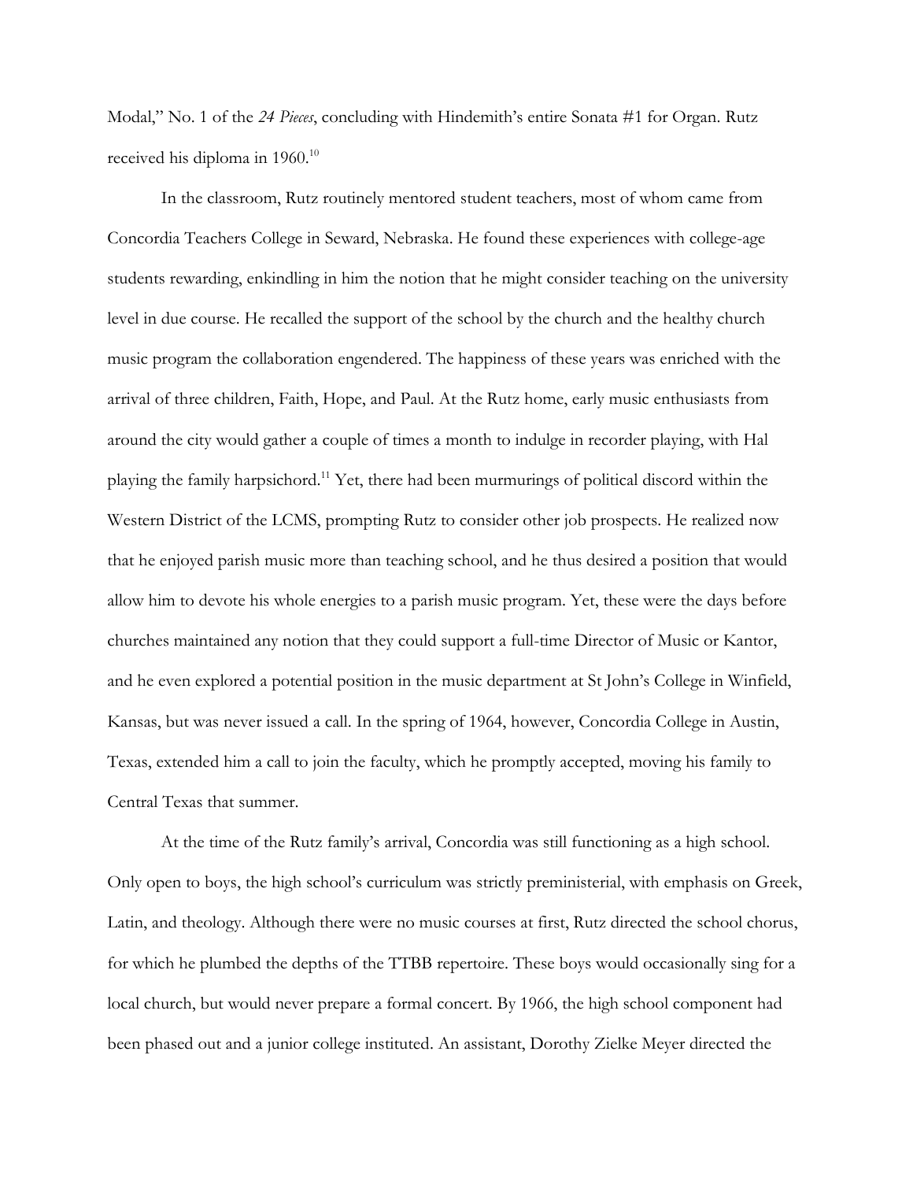Modal," No. 1 of the *24 Pieces*, concluding with Hindemith's entire Sonata #1 for Organ. Rutz received his diploma in 1960.[10]

In the classroom, Rutz routinely mentored student teachers, most of whom came from Concordia Teachers College in Seward, Nebraska. He found these experiences with college-age students rewarding, enkindling in him the notion that he might consider teaching on the university level in due course. He recalled the support of the school by the church and the healthy church music program the collaboration engendered. The happiness of these years was enriched with the arrival of three children, Faith, Hope, and Paul. At the Rutz home, early music enthusiasts from around the city would gather a couple of times a month to indulge in recorder playing, with Hal playing the family harpsichord.[11] Yet, there had been murmurings of political discord within the Western District of the LCMS, prompting Rutz to consider other job prospects. He realized now that he enjoyed parish music more than teaching school, and he thus desired a position that would allow him to devote his whole energies to a parish music program. Yet, these were the days before churches maintained any notion that they could support a full-time Director of Music or Kantor, and he even explored a potential position in the music department at St John's College in Winfield, Kansas, but was never issued a call. In the spring of 1964, however, Concordia College in Austin, Texas, extended him a call to join the faculty, which he promptly accepted, moving his family to Central Texas that summer.

At the time of the Rutz family's arrival, Concordia was still functioning as a high school. Only open to boys, the high school's curriculum was strictly preministerial, with emphasis on Greek, Latin, and theology. Although there were no music courses at first, Rutz directed the school chorus, for which he plumbed the depths of the TTBB repertoire. These boys would occasionally sing for a local church, but would never prepare a formal concert. By 1966, the high school component had been phased out and a junior college instituted. An assistant, Dorothy Zielke Meyer directed the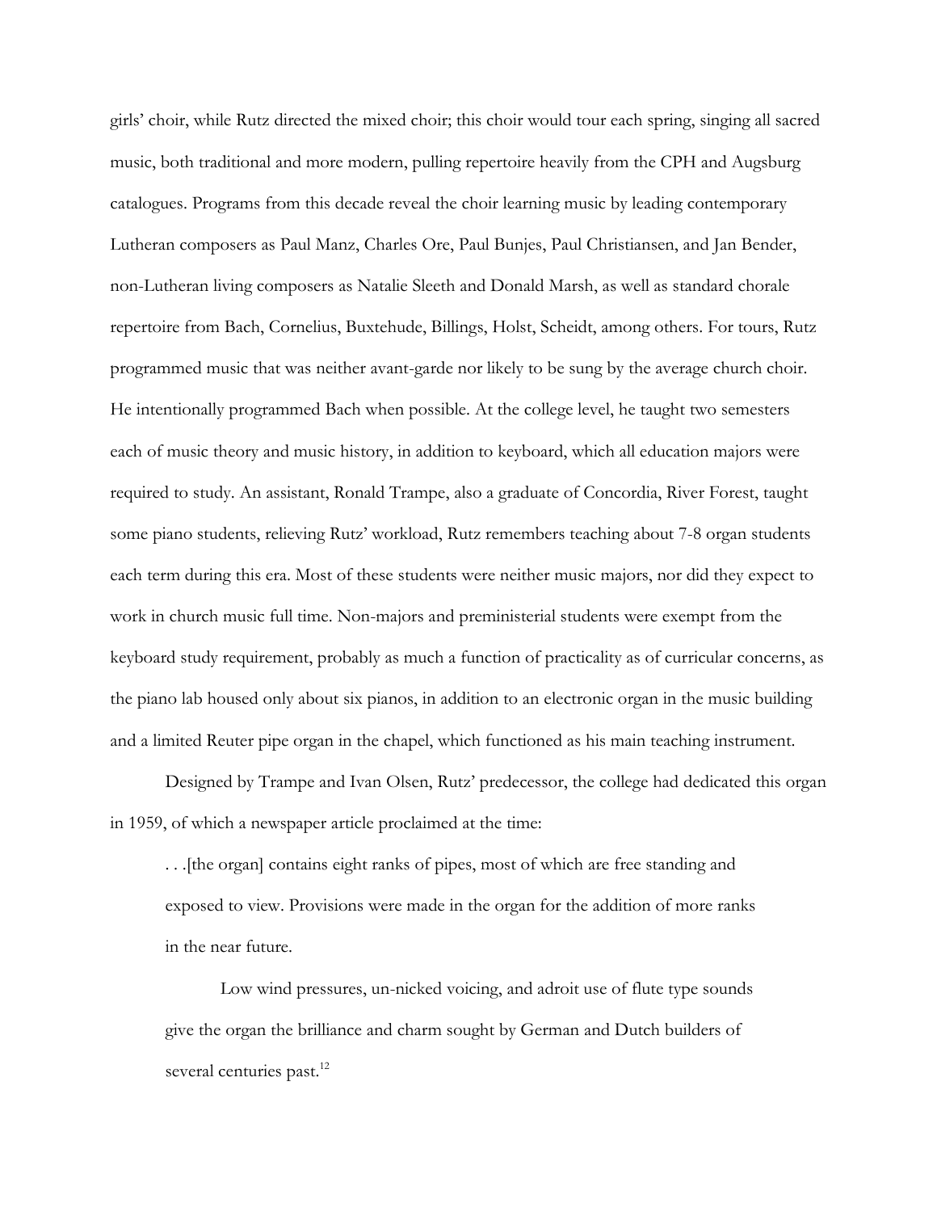girls' choir, while Rutz directed the mixed choir; this choir would tour each spring, singing all sacred music, both traditional and more modern, pulling repertoire heavily from the CPH and Augsburg catalogues. Programs from this decade reveal the choir learning music by leading contemporary Lutheran composers as Paul Manz, Charles Ore, Paul Bunjes, Paul Christiansen, and Jan Bender, non-Lutheran living composers as Natalie Sleeth and Donald Marsh, as well as standard chorale repertoire from Bach, Cornelius, Buxtehude, Billings, Holst, Scheidt, among others. For tours, Rutz programmed music that was neither avant-garde nor likely to be sung by the average church choir. He intentionally programmed Bach when possible. At the college level, he taught two semesters each of music theory and music history, in addition to keyboard, which all education majors were required to study. An assistant, Ronald Trampe, also a graduate of Concordia, River Forest, taught some piano students, relieving Rutz' workload, Rutz remembers teaching about 7-8 organ students each term during this era. Most of these students were neither music majors, nor did they expect to work in church music full time. Non-majors and preministerial students were exempt from the keyboard study requirement, probably as much a function of practicality as of curricular concerns, as the piano lab housed only about six pianos, in addition to an electronic organ in the music building and a limited Reuter pipe organ in the chapel, which functioned as his main teaching instrument.

Designed by Trampe and Ivan Olsen, Rutz' predecessor, the college had dedicated this organ in 1959, of which a newspaper article proclaimed at the time:

> . . .[the organ] contains eight ranks of pipes, most of which are free standing and exposed to view. Provisions were made in the organ for the addition of more ranks in the near future.
>
> Low wind pressures, un-nicked voicing, and adroit use of flute type sounds give the organ the brilliance and charm sought by German and Dutch builders of several centuries past.[12]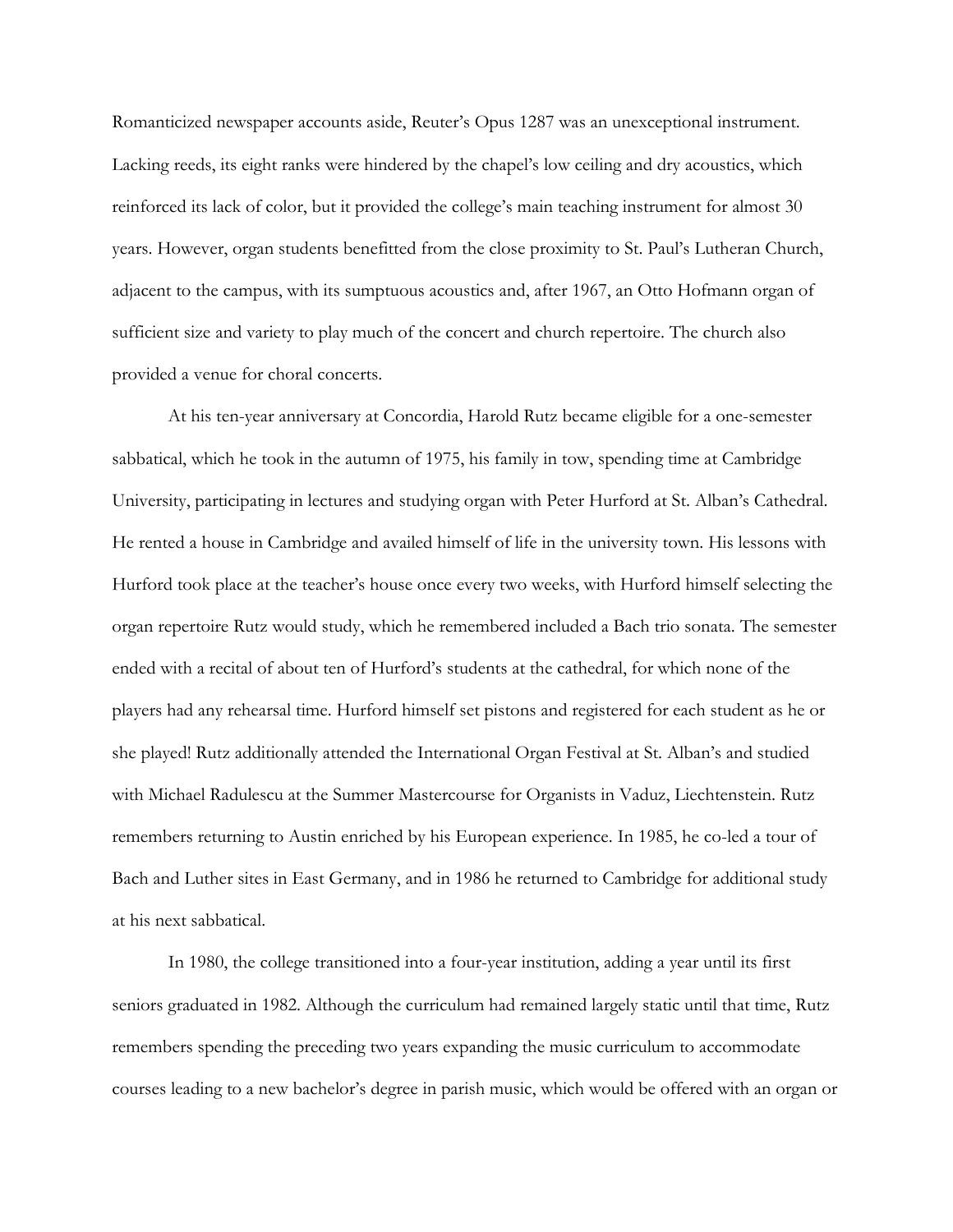Romanticized newspaper accounts aside, Reuter's Opus 1287 was an unexceptional instrument. Lacking reeds, its eight ranks were hindered by the chapel's low ceiling and dry acoustics, which reinforced its lack of color, but it provided the college's main teaching instrument for almost 30 years. However, organ students benefitted from the close proximity to St. Paul's Lutheran Church, adjacent to the campus, with its sumptuous acoustics and, after 1967, an Otto Hofmann organ of sufficient size and variety to play much of the concert and church repertoire. The church also provided a venue for choral concerts.

At his ten-year anniversary at Concordia, Harold Rutz became eligible for a one-semester sabbatical, which he took in the autumn of 1975, his family in tow, spending time at Cambridge University, participating in lectures and studying organ with Peter Hurford at St. Alban's Cathedral. He rented a house in Cambridge and availed himself of life in the university town. His lessons with Hurford took place at the teacher's house once every two weeks, with Hurford himself selecting the organ repertoire Rutz would study, which he remembered included a Bach trio sonata. The semester ended with a recital of about ten of Hurford's students at the cathedral, for which none of the players had any rehearsal time. Hurford himself set pistons and registered for each student as he or she played! Rutz additionally attended the International Organ Festival at St. Alban's and studied with Michael Radulescu at the Summer Mastercourse for Organists in Vaduz, Liechtenstein. Rutz remembers returning to Austin enriched by his European experience. In 1985, he co-led a tour of Bach and Luther sites in East Germany, and in 1986 he returned to Cambridge for additional study at his next sabbatical.

In 1980, the college transitioned into a four-year institution, adding a year until its first seniors graduated in 1982. Although the curriculum had remained largely static until that time, Rutz remembers spending the preceding two years expanding the music curriculum to accommodate courses leading to a new bachelor's degree in parish music, which would be offered with an organ or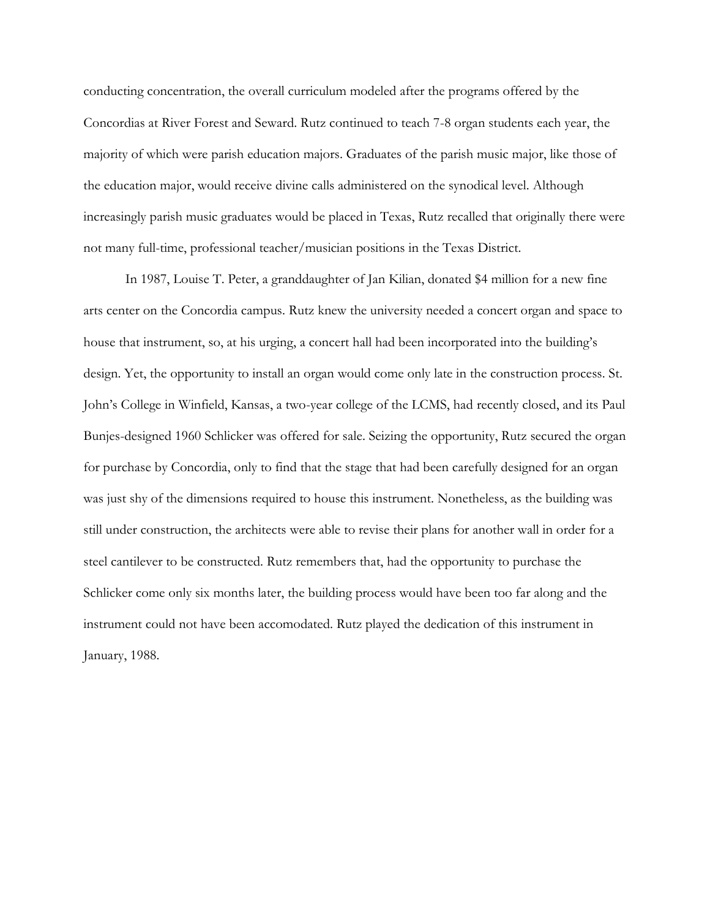conducting concentration, the overall curriculum modeled after the programs offered by the Concordias at River Forest and Seward. Rutz continued to teach 7-8 organ students each year, the majority of which were parish education majors. Graduates of the parish music major, like those of the education major, would receive divine calls administered on the synodical level. Although increasingly parish music graduates would be placed in Texas, Rutz recalled that originally there were not many full-time, professional teacher/musician positions in the Texas District.

In 1987, Louise T. Peter, a granddaughter of Jan Kilian, donated $4 million for a new fine arts center on the Concordia campus. Rutz knew the university needed a concert organ and space to house that instrument, so, at his urging, a concert hall had been incorporated into the building's design. Yet, the opportunity to install an organ would come only late in the construction process. St. John's College in Winfield, Kansas, a two-year college of the LCMS, had recently closed, and its Paul Bunjes-designed 1960 Schlicker was offered for sale. Seizing the opportunity, Rutz secured the organ for purchase by Concordia, only to find that the stage that had been carefully designed for an organ was just shy of the dimensions required to house this instrument. Nonetheless, as the building was still under construction, the architects were able to revise their plans for another wall in order for a steel cantilever to be constructed. Rutz remembers that, had the opportunity to purchase the Schlicker come only six months later, the building process would have been too far along and the instrument could not have been accomodated. Rutz played the dedication of this instrument in January, 1988.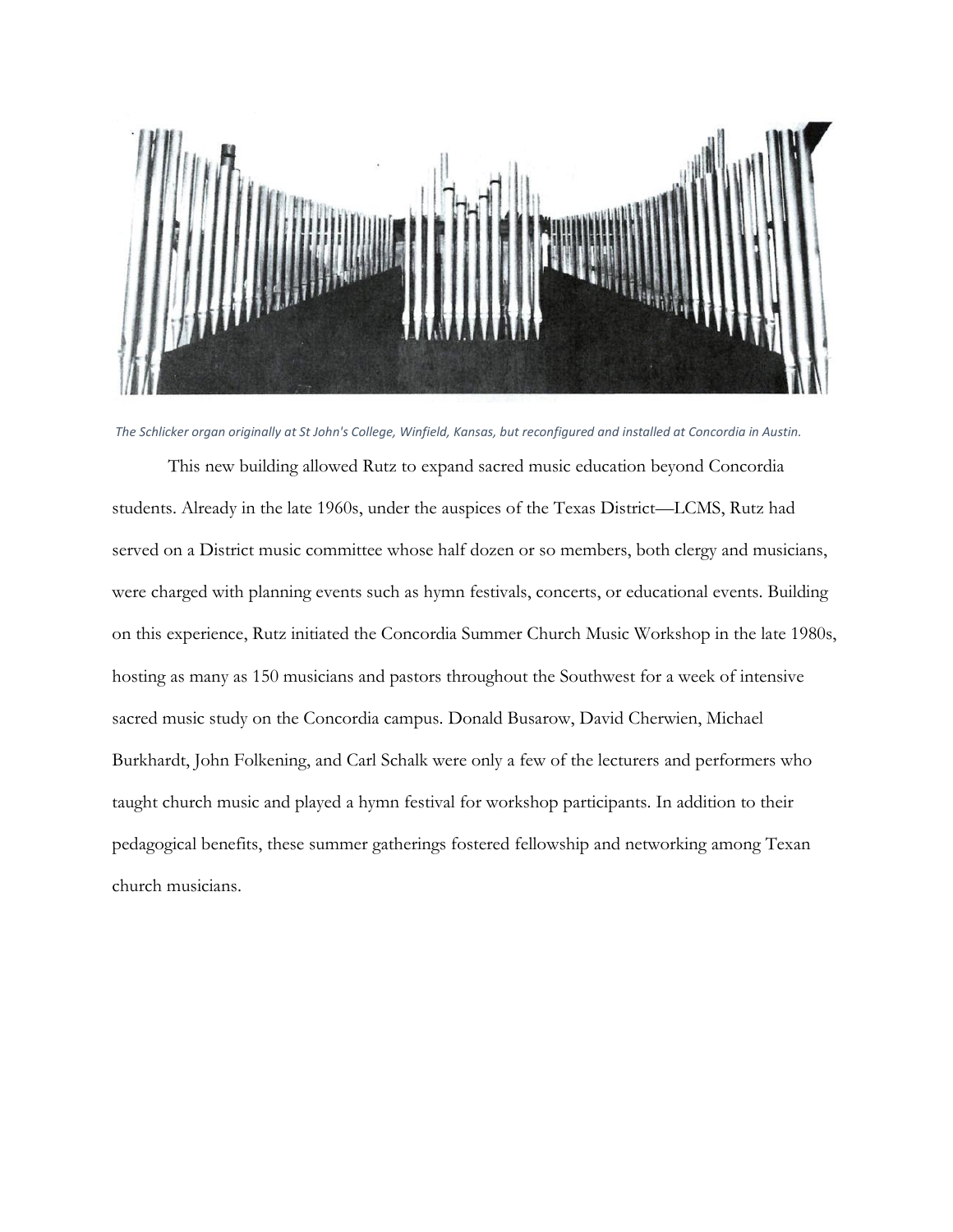*The Schlicker organ originally at St John's College, Winfield, Kansas, but reconfigured and installed at Concordia in Austin.*

This new building allowed Rutz to expand sacred music education beyond Concordia students. Already in the late 1960s, under the auspices of the Texas District—LCMS, Rutz had served on a District music committee whose half dozen or so members, both clergy and musicians, were charged with planning events such as hymn festivals, concerts, or educational events. Building on this experience, Rutz initiated the Concordia Summer Church Music Workshop in the late 1980s, hosting as many as 150 musicians and pastors throughout the Southwest for a week of intensive sacred music study on the Concordia campus. Donald Busarow, David Cherwien, Michael Burkhardt, John Folkening, and Carl Schalk were only a few of the lecturers and performers who taught church music and played a hymn festival for workshop participants. In addition to their pedagogical benefits, these summer gatherings fostered fellowship and networking among Texan church musicians.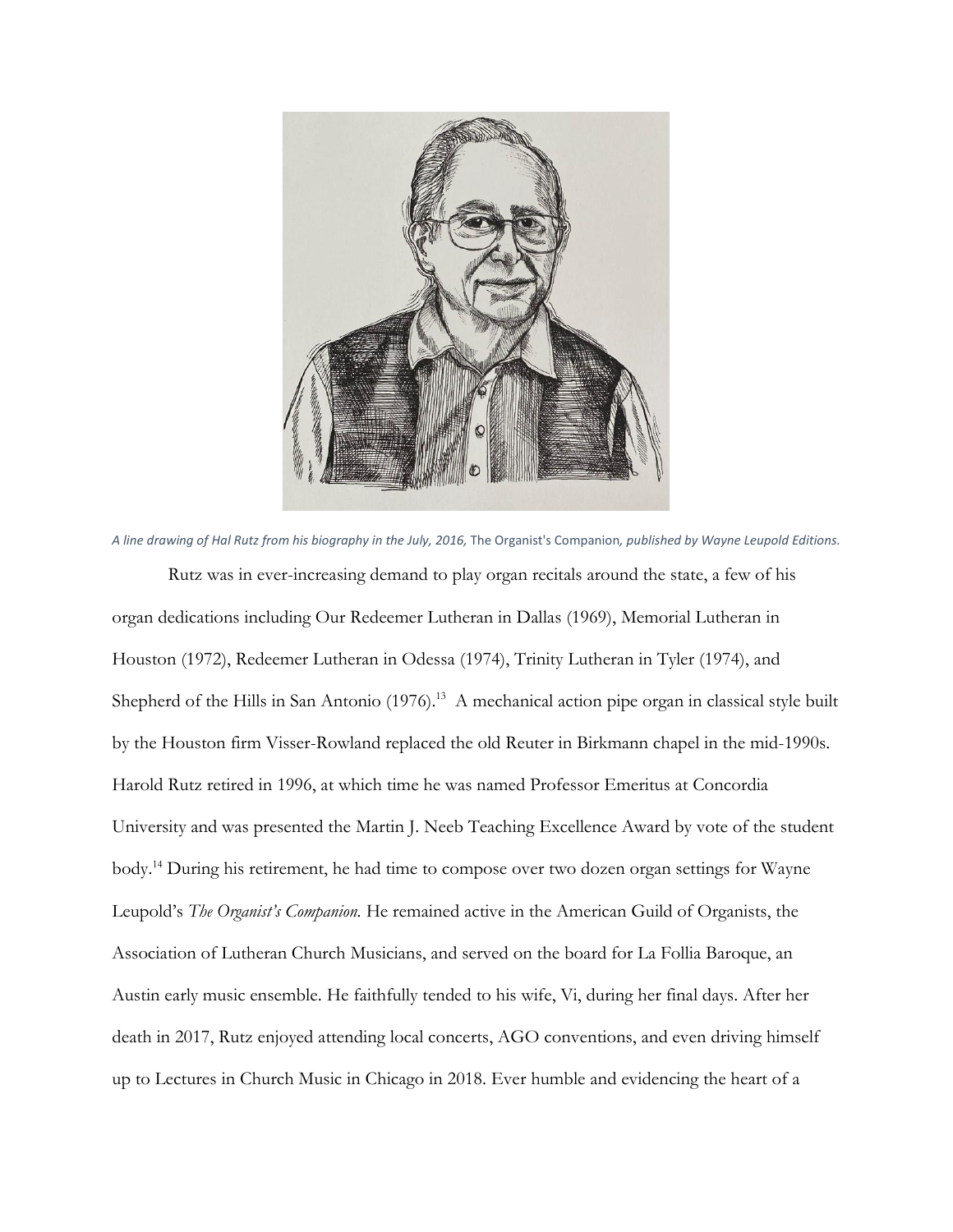*A line drawing of Hal Rutz from his biography in the July, 2016,* The Organist's Companion*, published by Wayne Leupold Editions.*

Rutz was in ever-increasing demand to play organ recitals around the state, a few of his organ dedications including Our Redeemer Lutheran in Dallas (1969), Memorial Lutheran in Houston (1972), Redeemer Lutheran in Odessa (1974), Trinity Lutheran in Tyler (1974), and Shepherd of the Hills in San Antonio (1976).[13] A mechanical action pipe organ in classical style built by the Houston firm Visser-Rowland replaced the old Reuter in Birkmann chapel in the mid-1990s. Harold Rutz retired in 1996, at which time he was named Professor Emeritus at Concordia University and was presented the Martin J. Neeb Teaching Excellence Award by vote of the student body.[14] During his retirement, he had time to compose over two dozen organ settings for Wayne Leupold's *The Organist's Companion.* He remained active in the American Guild of Organists, the Association of Lutheran Church Musicians, and served on the board for La Follia Baroque, an Austin early music ensemble. He faithfully tended to his wife, Vi, during her final days. After her death in 2017, Rutz enjoyed attending local concerts, AGO conventions, and even driving himself up to Lectures in Church Music in Chicago in 2018. Ever humble and evidencing the heart of a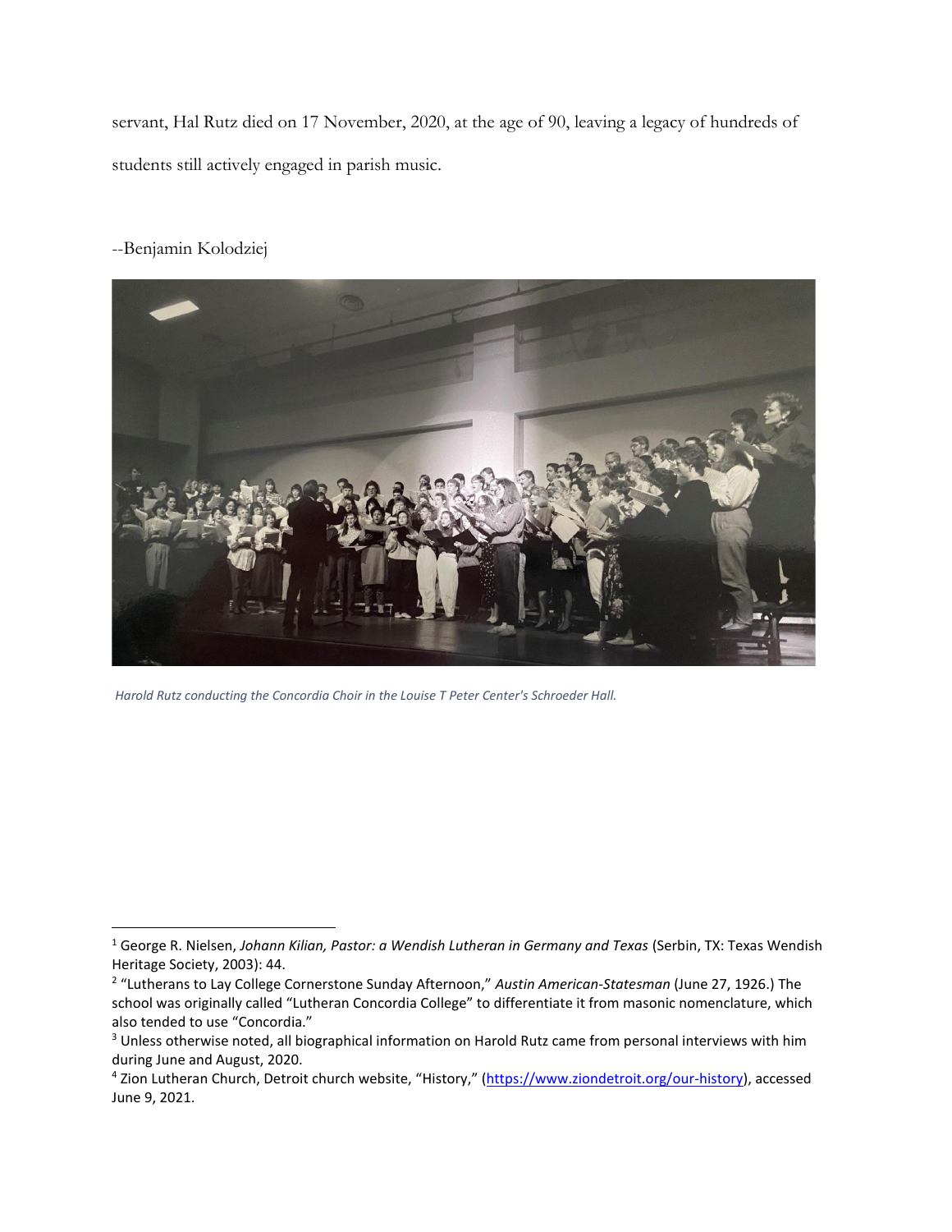servant, Hal Rutz died on 17 November, 2020, at the age of 90, leaving a legacy of hundreds of students still actively engaged in parish music.

--Benjamin Kolodziej

*Harold Rutz conducting the Concordia Choir in the Louise T Peter Center's Schroeder Hall.*

---

[1] George R. Nielsen, *Johann Kilian, Pastor: a Wendish Lutheran in Germany and Texas* (Serbin, TX: Texas Wendish Heritage Society, 2003): 44.

[2] "Lutherans to Lay College Cornerstone Sunday Afternoon," *Austin American-Statesman* (June 27, 1926.) The school was originally called "Lutheran Concordia College" to differentiate it from masonic nomenclature, which also tended to use "Concordia."

[3] Unless otherwise noted, all biographical information on Harold Rutz came from personal interviews with him during June and August, 2020.

[4] Zion Lutheran Church, Detroit church website, "History," (https://www.ziondetroit.org/our-history), accessed June 9, 2021.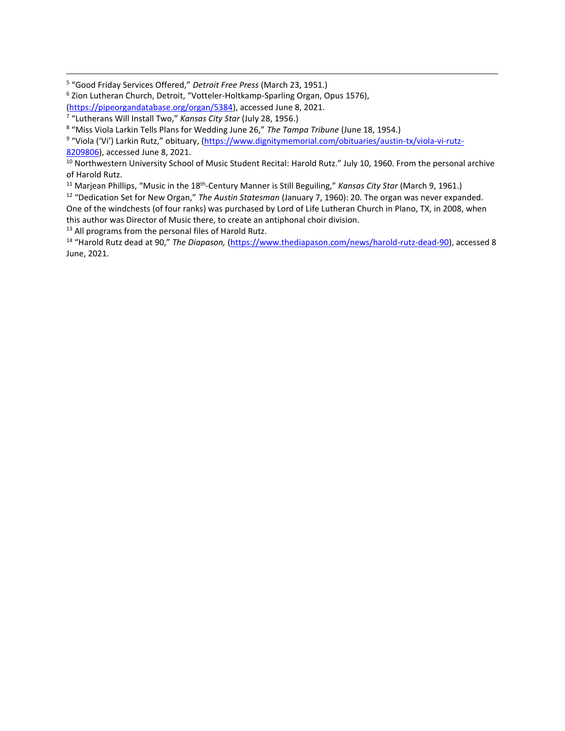[5] "Good Friday Services Offered," *Detroit Free Press* (March 23, 1951.)

[6] Zion Lutheran Church, Detroit, "Votteler-Holtkamp-Sparling Organ, Opus 1576), (https://pipeorgandatabase.org/organ/5384), accessed June 8, 2021.

[7] "Lutherans Will Install Two," *Kansas City Star* (July 28, 1956.)

[8] "Miss Viola Larkin Tells Plans for Wedding June 26," *The Tampa Tribune* (June 18, 1954.)

[9] "Viola ('Vi') Larkin Rutz," obituary, (https://www.dignitymemorial.com/obituaries/austin-tx/viola-vi-rutz-8209806), accessed June 8, 2021.

[10] Northwestern University School of Music Student Recital: Harold Rutz." July 10, 1960. From the personal archive of Harold Rutz.

[11] Marjean Phillips, "Music in the 18th-Century Manner is Still Beguiling," *Kansas City Star* (March 9, 1961.)

[12] "Dedication Set for New Organ," *The Austin Statesman* (January 7, 1960): 20. The organ was never expanded. One of the windchests (of four ranks) was purchased by Lord of Life Lutheran Church in Plano, TX, in 2008, when this author was Director of Music there, to create an antiphonal choir division.

[13] All programs from the personal files of Harold Rutz.

[14] "Harold Rutz dead at 90," *The Diapason*, (https://www.thediapason.com/news/harold-rutz-dead-90), accessed 8 June, 2021.